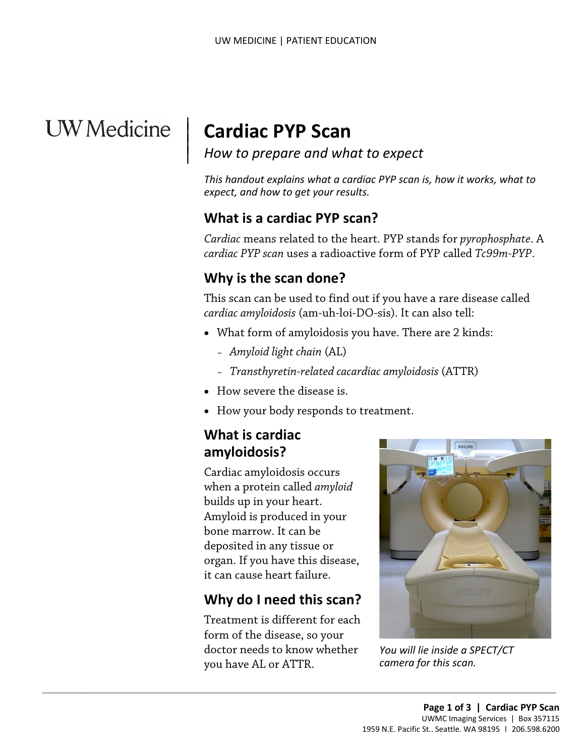UW Medicine

# Cardiac PYP Scan

*How to prepare and what to expect*

*This handout explains what a cardiac PYP scan is, how it works, what to expect, and how to get your results.*

## What is a cardiac PYP scan?

*Cardiac* means related to the heart. PYP stands for *pyrophosphate*. A *cardiac PYP scan* uses a radioactive form of PYP called *Tc99m-PYP*.

## Why is the scan done?

This scan can be used to find out if you have a rare disease called *cardiac amyloidosis* (am-uh-loi-DO-sis). It can also tell:

- What form of amyloidosis you have. There are 2 kinds:
  - *Amyloid light chain* (AL)
  - *Transthyretin-related cacardiac amyloidosis* (ATTR)
- How severe the disease is.
- How your body responds to treatment.

## What is cardiac amyloidosis?

Cardiac amyloidosis occurs when a protein called *amyloid* builds up in your heart. Amyloid is produced in your bone marrow. It can be deposited in any tissue or organ. If you have this disease, it can cause heart failure.

## Why do I need this scan?

Treatment is different for each form of the disease, so your doctor needs to know whether you have AL or ATTR.

*You will lie inside a SPECT/CT camera for this scan.*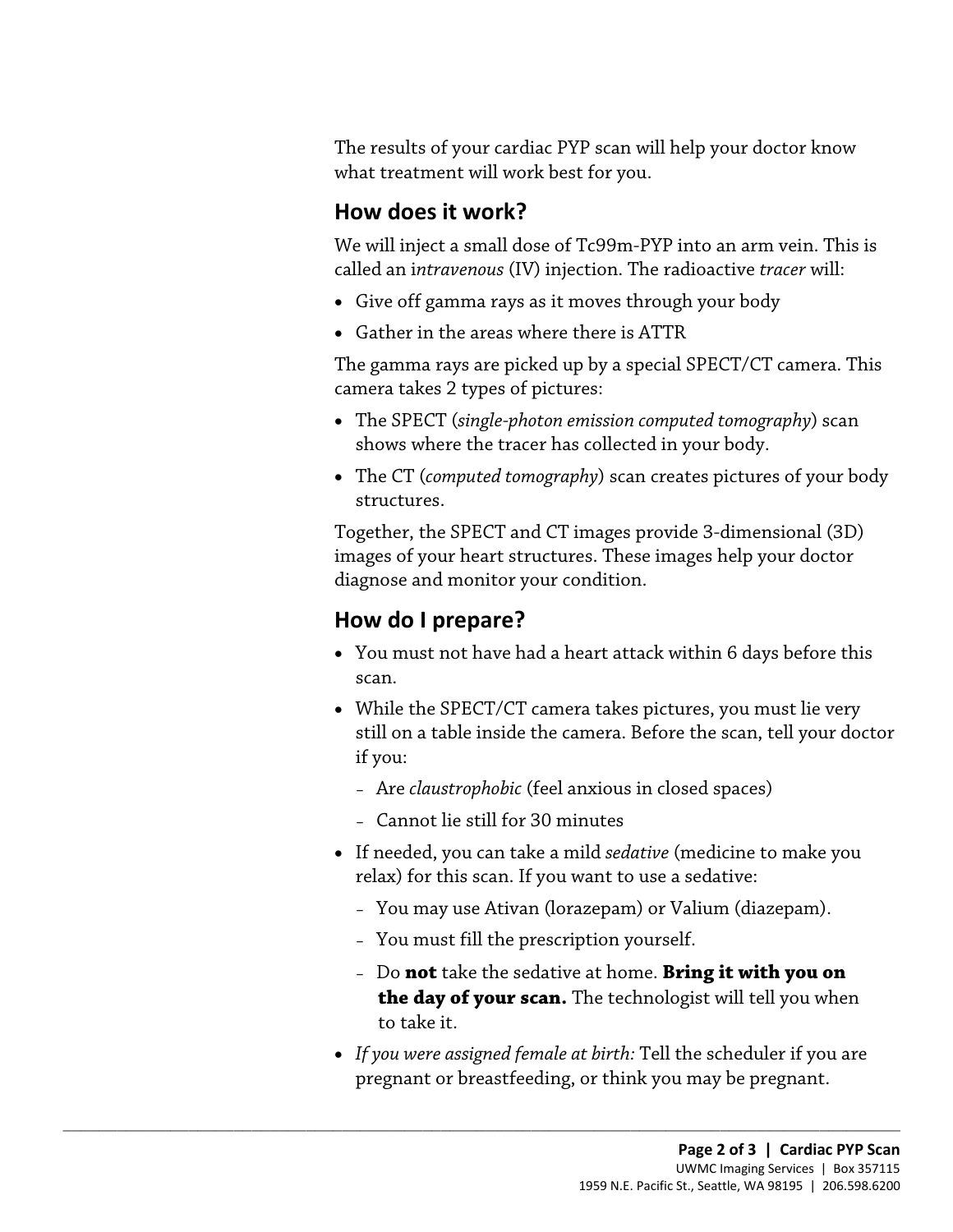The results of your cardiac PYP scan will help your doctor know what treatment will work best for you.

## How does it work?

We will inject a small dose of Tc99m-PYP into an arm vein. This is called an i*ntravenous* (IV) injection. The radioactive *tracer* will:

- Give off gamma rays as it moves through your body
- Gather in the areas where there is ATTR

The gamma rays are picked up by a special SPECT/CT camera. This camera takes 2 types of pictures:

- The SPECT (*single-photon emission computed tomography*) scan shows where the tracer has collected in your body.
- The CT (*computed tomography*) scan creates pictures of your body structures.

Together, the SPECT and CT images provide 3-dimensional (3D) images of your heart structures. These images help your doctor diagnose and monitor your condition.

## How do I prepare?

- You must not have had a heart attack within 6 days before this scan.
- While the SPECT/CT camera takes pictures, you must lie very still on a table inside the camera. Before the scan, tell your doctor if you:
  - Are *claustrophobic* (feel anxious in closed spaces)
  - Cannot lie still for 30 minutes
- If needed, you can take a mild *sedative* (medicine to make you relax) for this scan. If you want to use a sedative:
  - You may use Ativan (lorazepam) or Valium (diazepam).
  - You must fill the prescription yourself.
  - Do **not** take the sedative at home. **Bring it with you on the day of your scan.** The technologist will tell you when to take it.
- *If you were assigned female at birth:* Tell the scheduler if you are pregnant or breastfeeding, or think you may be pregnant.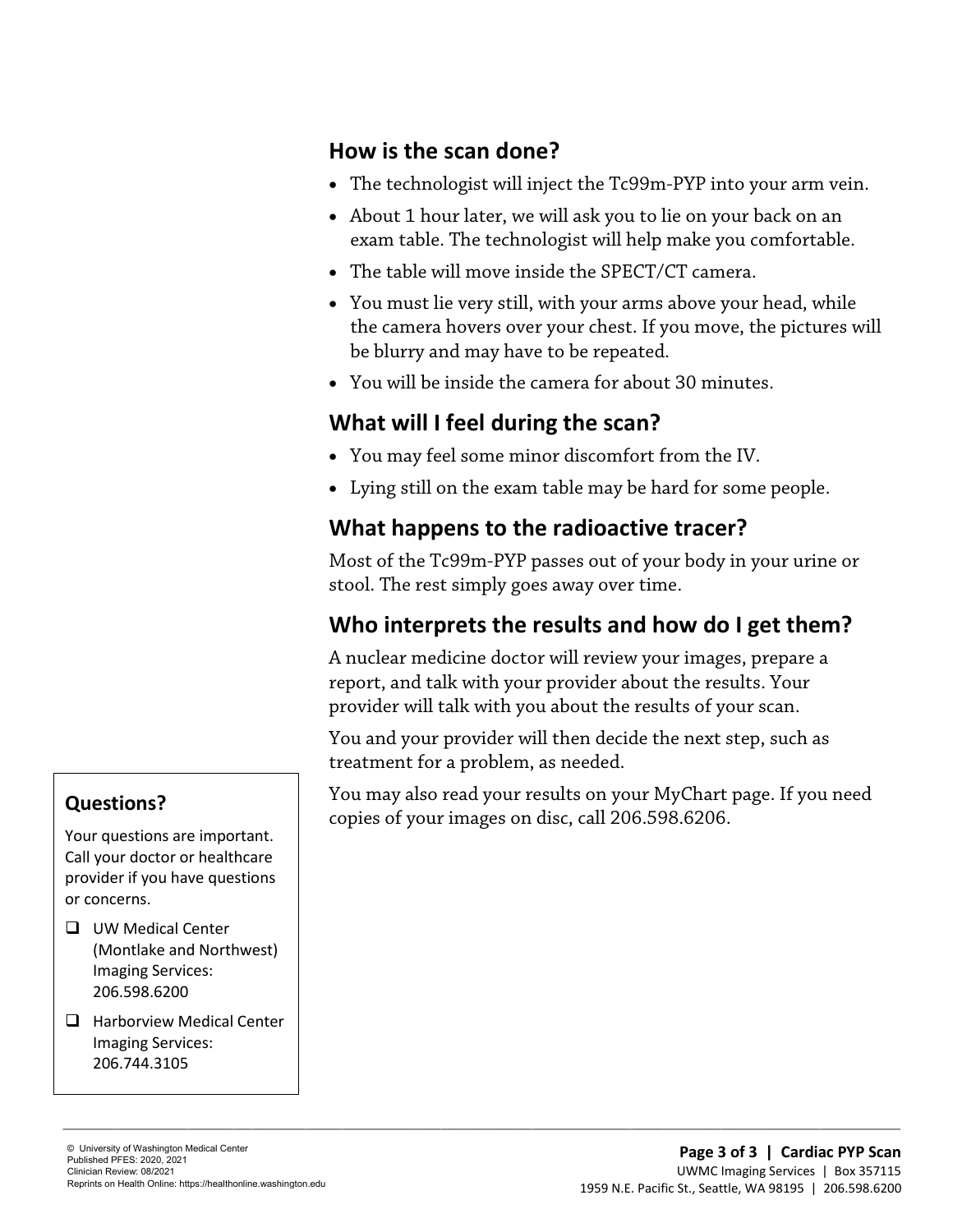## How is the scan done?

- The technologist will inject the Tc99m-PYP into your arm vein.
- About 1 hour later, we will ask you to lie on your back on an exam table. The technologist will help make you comfortable.
- The table will move inside the SPECT/CT camera.
- You must lie very still, with your arms above your head, while the camera hovers over your chest. If you move, the pictures will be blurry and may have to be repeated.
- You will be inside the camera for about 30 minutes.

## What will I feel during the scan?

- You may feel some minor discomfort from the IV.
- Lying still on the exam table may be hard for some people.

## What happens to the radioactive tracer?

Most of the Tc99m-PYP passes out of your body in your urine or stool. The rest simply goes away over time.

## Who interprets the results and how do I get them?

A nuclear medicine doctor will review your images, prepare a report, and talk with your provider about the results. Your provider will talk with you about the results of your scan.

You and your provider will then decide the next step, such as treatment for a problem, as needed.

You may also read your results on your MyChart page. If you need copies of your images on disc, call 206.598.6206.

### Questions?

Your questions are important. Call your doctor or healthcare provider if you have questions or concerns.

- ❑ UW Medical Center (Montlake and Northwest) Imaging Services: 206.598.6200
- ❑ Harborview Medical Center Imaging Services: 206.744.3105

© University of Washington Medical Center
Published PFES: 2020, 2021
Clinician Review: 08/2021
Reprints on Health Online: https://healthonline.washington.edu

UWMC Imaging Services | Box 357115
1959 N.E. Pacific St., Seattle, WA 98195 | 206.598.6200